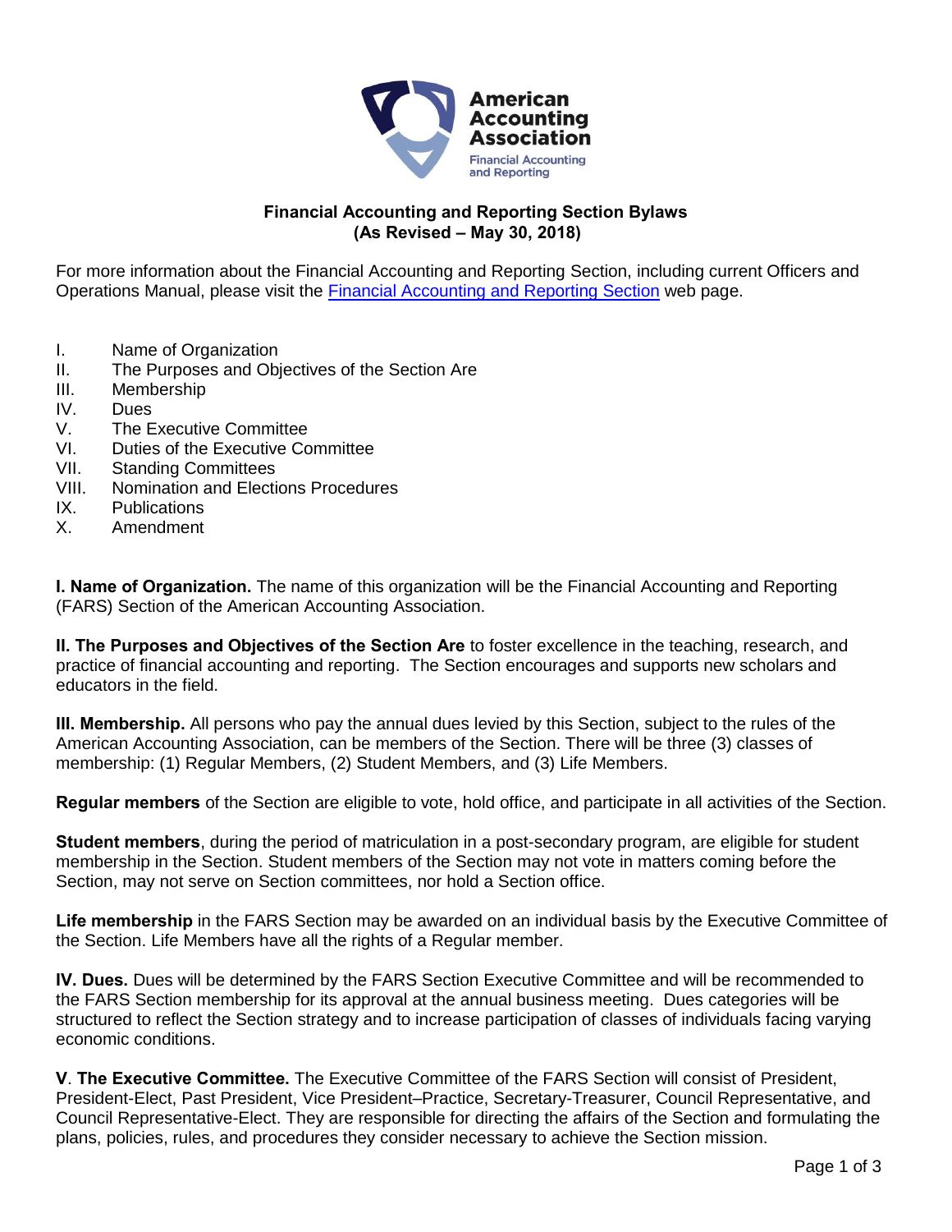# Financial Accounting and Reporting Section Bylaws
## (As Revised – May 30, 2018)

For more information about the Financial Accounting and Reporting Section, including current Officers and Operations Manual, please visit the [Financial Accounting and Reporting Section](#) web page.

I. Name of Organization
II. The Purposes and Objectives of the Section Are
III. Membership
IV. Dues
V. The Executive Committee
VI. Duties of the Executive Committee
VII. Standing Committees
VIII. Nomination and Elections Procedures
IX. Publications
X. Amendment

**I. Name of Organization.** The name of this organization will be the Financial Accounting and Reporting (FARS) Section of the American Accounting Association.

**II. The Purposes and Objectives of the Section Are** to foster excellence in the teaching, research, and practice of financial accounting and reporting. The Section encourages and supports new scholars and educators in the field.

**III. Membership.** All persons who pay the annual dues levied by this Section, subject to the rules of the American Accounting Association, can be members of the Section. There will be three (3) classes of membership: (1) Regular Members, (2) Student Members, and (3) Life Members.

**Regular members** of the Section are eligible to vote, hold office, and participate in all activities of the Section.

**Student members**, during the period of matriculation in a post-secondary program, are eligible for student membership in the Section. Student members of the Section may not vote in matters coming before the Section, may not serve on Section committees, nor hold a Section office.

**Life membership** in the FARS Section may be awarded on an individual basis by the Executive Committee of the Section. Life Members have all the rights of a Regular member.

**IV. Dues.** Dues will be determined by the FARS Section Executive Committee and will be recommended to the FARS Section membership for its approval at the annual business meeting. Dues categories will be structured to reflect the Section strategy and to increase participation of classes of individuals facing varying economic conditions.

**V. The Executive Committee.** The Executive Committee of the FARS Section will consist of President, President-Elect, Past President, Vice President–Practice, Secretary-Treasurer, Council Representative, and Council Representative-Elect. They are responsible for directing the affairs of the Section and formulating the plans, policies, rules, and procedures they consider necessary to achieve the Section mission.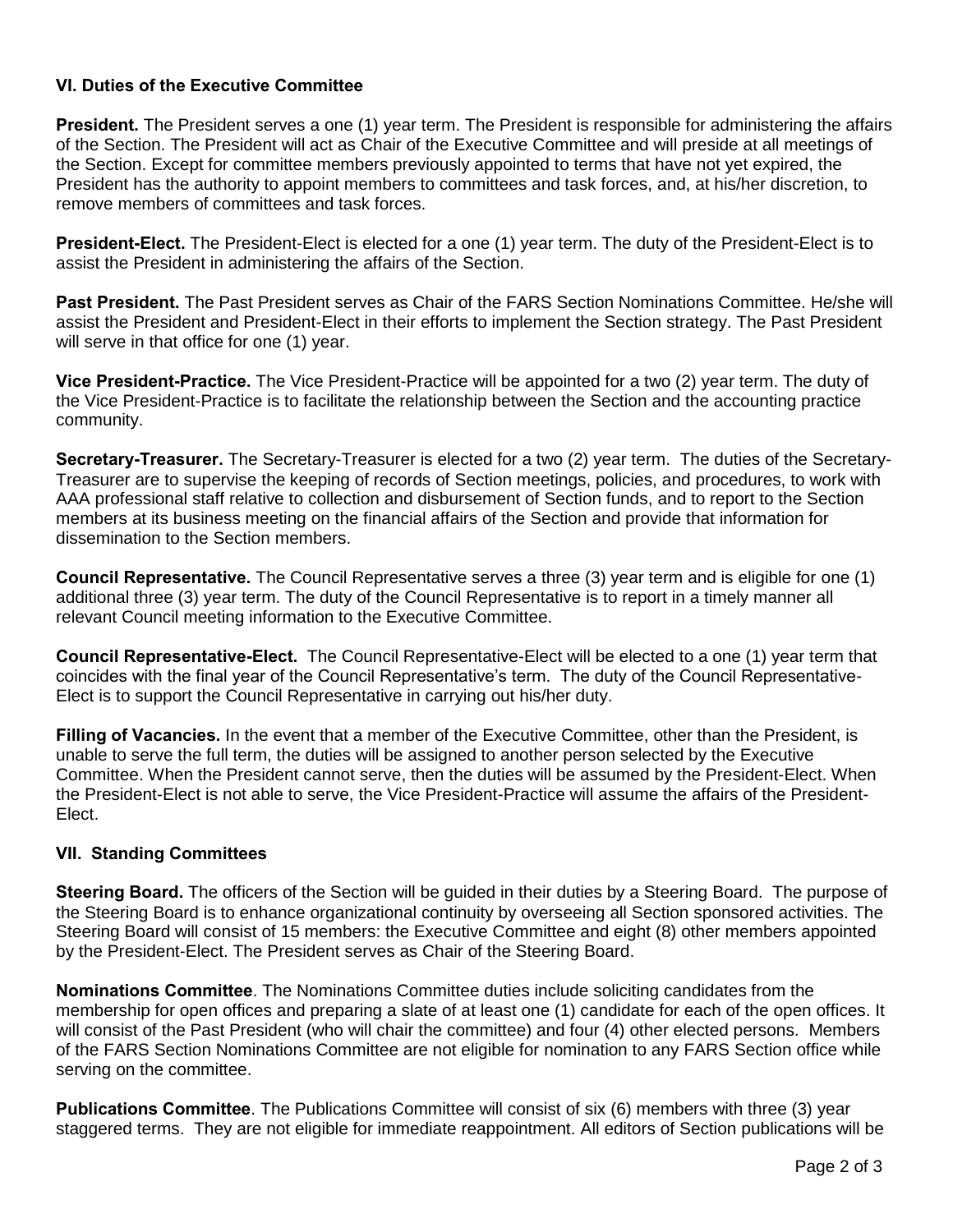### VI. Duties of the Executive Committee

**President.** The President serves a one (1) year term. The President is responsible for administering the affairs of the Section. The President will act as Chair of the Executive Committee and will preside at all meetings of the Section. Except for committee members previously appointed to terms that have not yet expired, the President has the authority to appoint members to committees and task forces, and, at his/her discretion, to remove members of committees and task forces.

**President-Elect.** The President-Elect is elected for a one (1) year term. The duty of the President-Elect is to assist the President in administering the affairs of the Section.

**Past President.** The Past President serves as Chair of the FARS Section Nominations Committee. He/she will assist the President and President-Elect in their efforts to implement the Section strategy. The Past President will serve in that office for one (1) year.

**Vice President-Practice.** The Vice President-Practice will be appointed for a two (2) year term. The duty of the Vice President-Practice is to facilitate the relationship between the Section and the accounting practice community.

**Secretary-Treasurer.** The Secretary-Treasurer is elected for a two (2) year term. The duties of the Secretary-Treasurer are to supervise the keeping of records of Section meetings, policies, and procedures, to work with AAA professional staff relative to collection and disbursement of Section funds, and to report to the Section members at its business meeting on the financial affairs of the Section and provide that information for dissemination to the Section members.

**Council Representative.** The Council Representative serves a three (3) year term and is eligible for one (1) additional three (3) year term. The duty of the Council Representative is to report in a timely manner all relevant Council meeting information to the Executive Committee.

**Council Representative-Elect.** The Council Representative-Elect will be elected to a one (1) year term that coincides with the final year of the Council Representative's term. The duty of the Council Representative-Elect is to support the Council Representative in carrying out his/her duty.

**Filling of Vacancies.** In the event that a member of the Executive Committee, other than the President, is unable to serve the full term, the duties will be assigned to another person selected by the Executive Committee. When the President cannot serve, then the duties will be assumed by the President-Elect. When the President-Elect is not able to serve, the Vice President-Practice will assume the affairs of the President-Elect.

### VII. Standing Committees

**Steering Board.** The officers of the Section will be guided in their duties by a Steering Board. The purpose of the Steering Board is to enhance organizational continuity by overseeing all Section sponsored activities. The Steering Board will consist of 15 members: the Executive Committee and eight (8) other members appointed by the President-Elect. The President serves as Chair of the Steering Board.

**Nominations Committee**. The Nominations Committee duties include soliciting candidates from the membership for open offices and preparing a slate of at least one (1) candidate for each of the open offices. It will consist of the Past President (who will chair the committee) and four (4) other elected persons. Members of the FARS Section Nominations Committee are not eligible for nomination to any FARS Section office while serving on the committee.

**Publications Committee**. The Publications Committee will consist of six (6) members with three (3) year staggered terms. They are not eligible for immediate reappointment. All editors of Section publications will be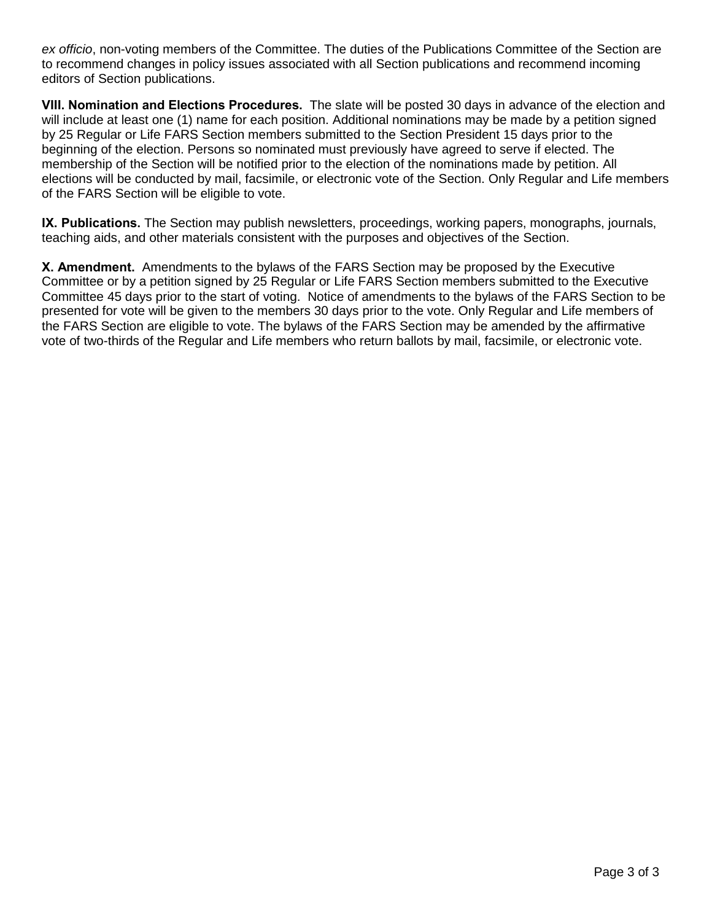*ex officio*, non-voting members of the Committee. The duties of the Publications Committee of the Section are to recommend changes in policy issues associated with all Section publications and recommend incoming editors of Section publications.

**VIII. Nomination and Elections Procedures.** The slate will be posted 30 days in advance of the election and will include at least one (1) name for each position. Additional nominations may be made by a petition signed by 25 Regular or Life FARS Section members submitted to the Section President 15 days prior to the beginning of the election. Persons so nominated must previously have agreed to serve if elected. The membership of the Section will be notified prior to the election of the nominations made by petition. All elections will be conducted by mail, facsimile, or electronic vote of the Section. Only Regular and Life members of the FARS Section will be eligible to vote.

**IX. Publications.** The Section may publish newsletters, proceedings, working papers, monographs, journals, teaching aids, and other materials consistent with the purposes and objectives of the Section.

**X. Amendment.** Amendments to the bylaws of the FARS Section may be proposed by the Executive Committee or by a petition signed by 25 Regular or Life FARS Section members submitted to the Executive Committee 45 days prior to the start of voting. Notice of amendments to the bylaws of the FARS Section to be presented for vote will be given to the members 30 days prior to the vote. Only Regular and Life members of the FARS Section are eligible to vote. The bylaws of the FARS Section may be amended by the affirmative vote of two-thirds of the Regular and Life members who return ballots by mail, facsimile, or electronic vote.